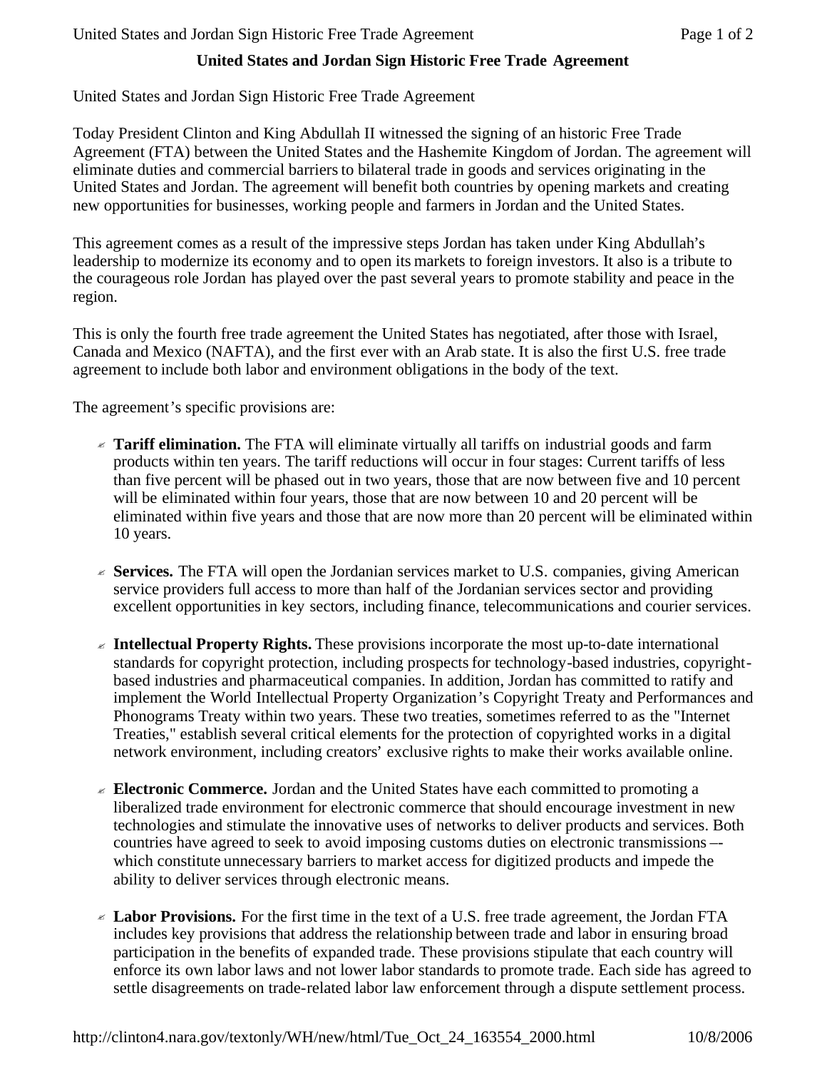# United States and Jordan Sign Historic Free Trade Agreement

United States and Jordan Sign Historic Free Trade Agreement

Today President Clinton and King Abdullah II witnessed the signing of an historic Free Trade Agreement (FTA) between the United States and the Hashemite Kingdom of Jordan. The agreement will eliminate duties and commercial barriers to bilateral trade in goods and services originating in the United States and Jordan. The agreement will benefit both countries by opening markets and creating new opportunities for businesses, working people and farmers in Jordan and the United States.

This agreement comes as a result of the impressive steps Jordan has taken under King Abdullah's leadership to modernize its economy and to open its markets to foreign investors. It also is a tribute to the courageous role Jordan has played over the past several years to promote stability and peace in the region.

This is only the fourth free trade agreement the United States has negotiated, after those with Israel, Canada and Mexico (NAFTA), and the first ever with an Arab state. It is also the first U.S. free trade agreement to include both labor and environment obligations in the body of the text.

The agreement's specific provisions are:

- **Tariff elimination.** The FTA will eliminate virtually all tariffs on industrial goods and farm products within ten years. The tariff reductions will occur in four stages: Current tariffs of less than five percent will be phased out in two years, those that are now between five and 10 percent will be eliminated within four years, those that are now between 10 and 20 percent will be eliminated within five years and those that are now more than 20 percent will be eliminated within 10 years.

- **Services.** The FTA will open the Jordanian services market to U.S. companies, giving American service providers full access to more than half of the Jordanian services sector and providing excellent opportunities in key sectors, including finance, telecommunications and courier services.

- **Intellectual Property Rights.** These provisions incorporate the most up-to-date international standards for copyright protection, including prospects for technology-based industries, copyright-based industries and pharmaceutical companies. In addition, Jordan has committed to ratify and implement the World Intellectual Property Organization's Copyright Treaty and Performances and Phonograms Treaty within two years. These two treaties, sometimes referred to as the "Internet Treaties," establish several critical elements for the protection of copyrighted works in a digital network environment, including creators' exclusive rights to make their works available online.

- **Electronic Commerce.** Jordan and the United States have each committed to promoting a liberalized trade environment for electronic commerce that should encourage investment in new technologies and stimulate the innovative uses of networks to deliver products and services. Both countries have agreed to seek to avoid imposing customs duties on electronic transmissions -- which constitute unnecessary barriers to market access for digitized products and impede the ability to deliver services through electronic means.

- **Labor Provisions.** For the first time in the text of a U.S. free trade agreement, the Jordan FTA includes key provisions that address the relationship between trade and labor in ensuring broad participation in the benefits of expanded trade. These provisions stipulate that each country will enforce its own labor laws and not lower labor standards to promote trade. Each side has agreed to settle disagreements on trade-related labor law enforcement through a dispute settlement process.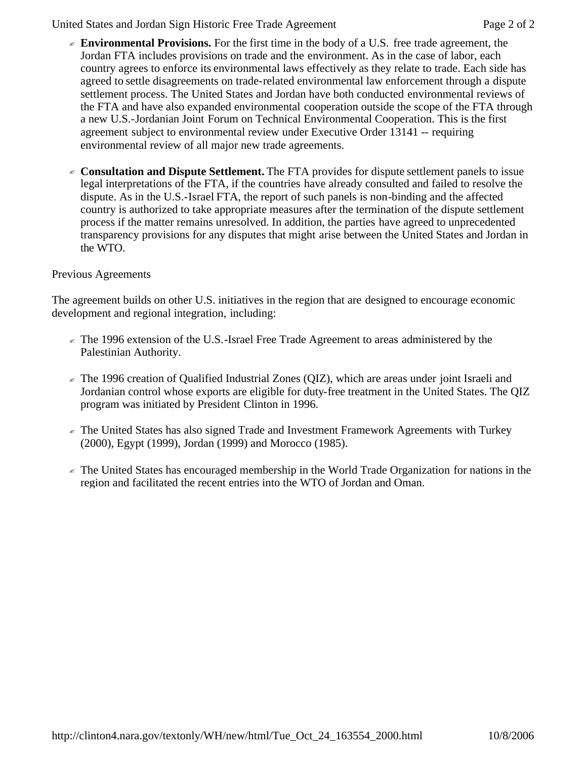- **Environmental Provisions.** For the first time in the body of a U.S. free trade agreement, the Jordan FTA includes provisions on trade and the environment. As in the case of labor, each country agrees to enforce its environmental laws effectively as they relate to trade. Each side has agreed to settle disagreements on trade-related environmental law enforcement through a dispute settlement process. The United States and Jordan have both conducted environmental reviews of the FTA and have also expanded environmental cooperation outside the scope of the FTA through a new U.S.-Jordanian Joint Forum on Technical Environmental Cooperation. This is the first agreement subject to environmental review under Executive Order 13141 -- requiring environmental review of all major new trade agreements.

- **Consultation and Dispute Settlement.** The FTA provides for dispute settlement panels to issue legal interpretations of the FTA, if the countries have already consulted and failed to resolve the dispute. As in the U.S.-Israel FTA, the report of such panels is non-binding and the affected country is authorized to take appropriate measures after the termination of the dispute settlement process if the matter remains unresolved. In addition, the parties have agreed to unprecedented transparency provisions for any disputes that might arise between the United States and Jordan in the WTO.

Previous Agreements

The agreement builds on other U.S. initiatives in the region that are designed to encourage economic development and regional integration, including:

- The 1996 extension of the U.S.-Israel Free Trade Agreement to areas administered by the Palestinian Authority.

- The 1996 creation of Qualified Industrial Zones (QIZ), which are areas under joint Israeli and Jordanian control whose exports are eligible for duty-free treatment in the United States. The QIZ program was initiated by President Clinton in 1996.

- The United States has also signed Trade and Investment Framework Agreements with Turkey (2000), Egypt (1999), Jordan (1999) and Morocco (1985).

- The United States has encouraged membership in the World Trade Organization for nations in the region and facilitated the recent entries into the WTO of Jordan and Oman.